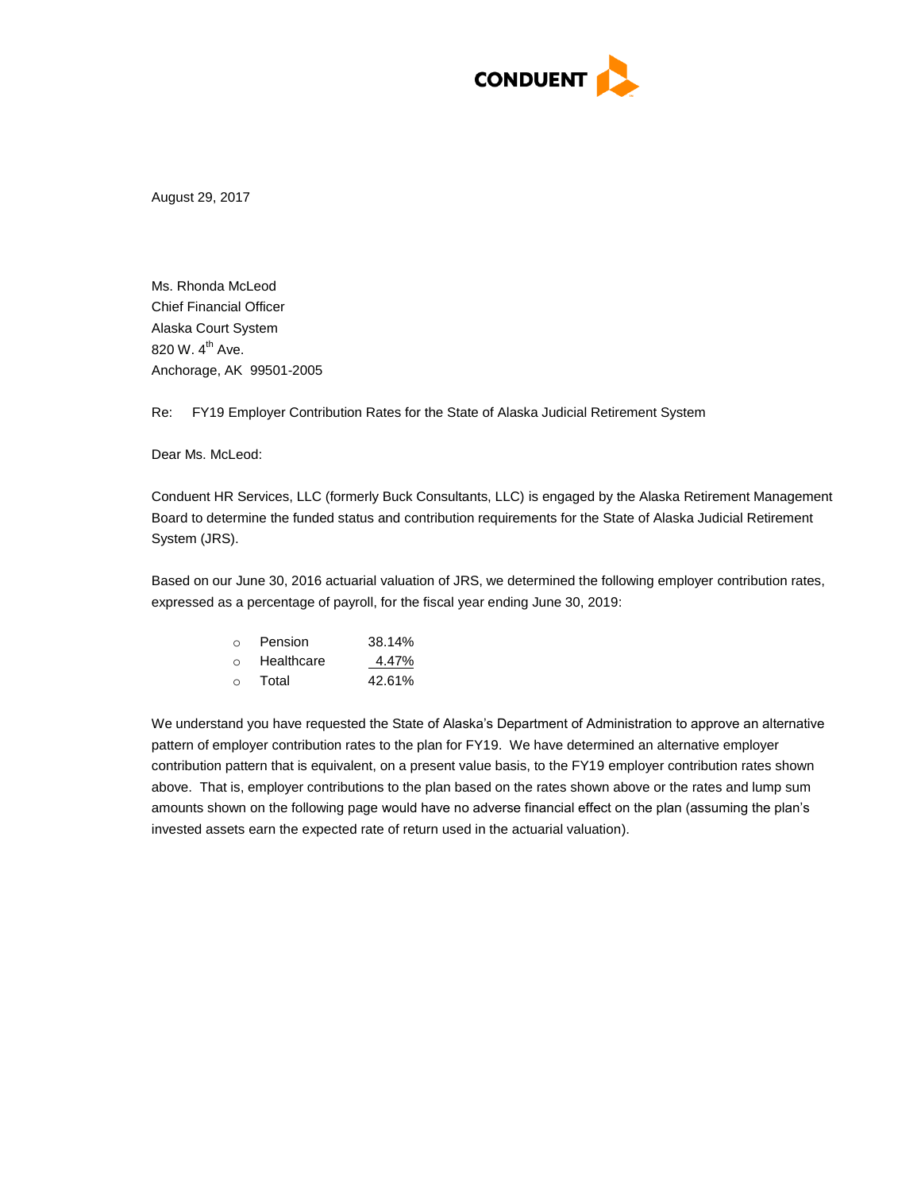CONDUENT

August 29, 2017

Ms. Rhonda McLeod
Chief Financial Officer
Alaska Court System
820 W. 4th Ave.
Anchorage, AK 99501-2005

Re: FY19 Employer Contribution Rates for the State of Alaska Judicial Retirement System

Dear Ms. McLeod:

Conduent HR Services, LLC (formerly Buck Consultants, LLC) is engaged by the Alaska Retirement Management Board to determine the funded status and contribution requirements for the State of Alaska Judicial Retirement System (JRS).

Based on our June 30, 2016 actuarial valuation of JRS, we determined the following employer contribution rates, expressed as a percentage of payroll, for the fiscal year ending June 30, 2019:

- Pension 38.14%
- Healthcare 4.47%
- Total 42.61%

We understand you have requested the State of Alaska's Department of Administration to approve an alternative pattern of employer contribution rates to the plan for FY19. We have determined an alternative employer contribution pattern that is equivalent, on a present value basis, to the FY19 employer contribution rates shown above. That is, employer contributions to the plan based on the rates shown above or the rates and lump sum amounts shown on the following page would have no adverse financial effect on the plan (assuming the plan's invested assets earn the expected rate of return used in the actuarial valuation).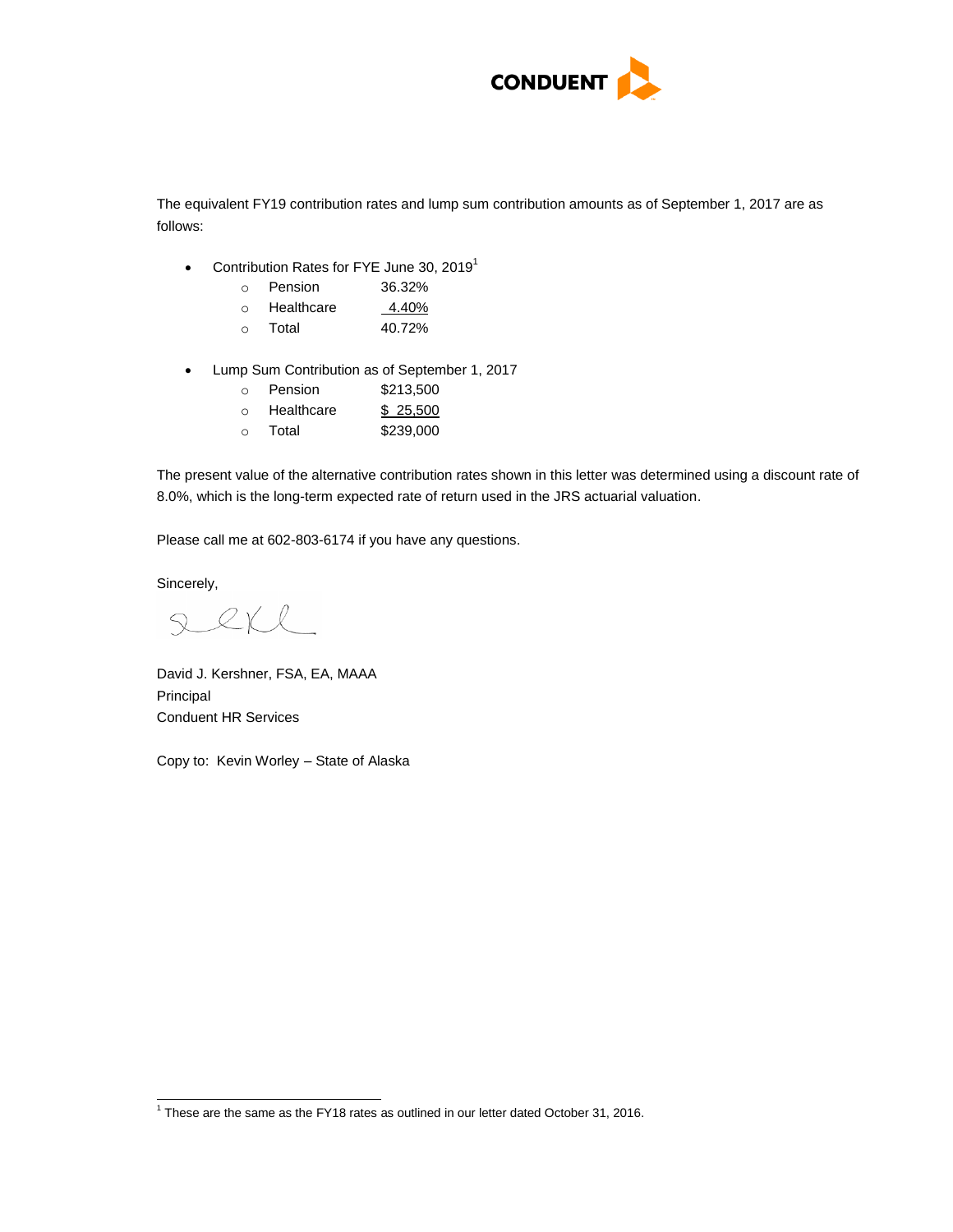The equivalent FY19 contribution rates and lump sum contribution amounts as of September 1, 2017 are as follows:

- Contribution Rates for FYE June 30, 2019[1]
  - Pension 36.32%
  - Healthcare 4.40%
  - Total 40.72%
- Lump Sum Contribution as of September 1, 2017
  - Pension $213,500
  - Healthcare $ 25,500
  - Total $239,000

The present value of the alternative contribution rates shown in this letter was determined using a discount rate of 8.0%, which is the long-term expected rate of return used in the JRS actuarial valuation.

Please call me at 602-803-6174 if you have any questions.

Sincerely,

David J. Kershner, FSA, EA, MAAA
Principal
Conduent HR Services

Copy to: Kevin Worley – State of Alaska

[1] These are the same as the FY18 rates as outlined in our letter dated October 31, 2016.